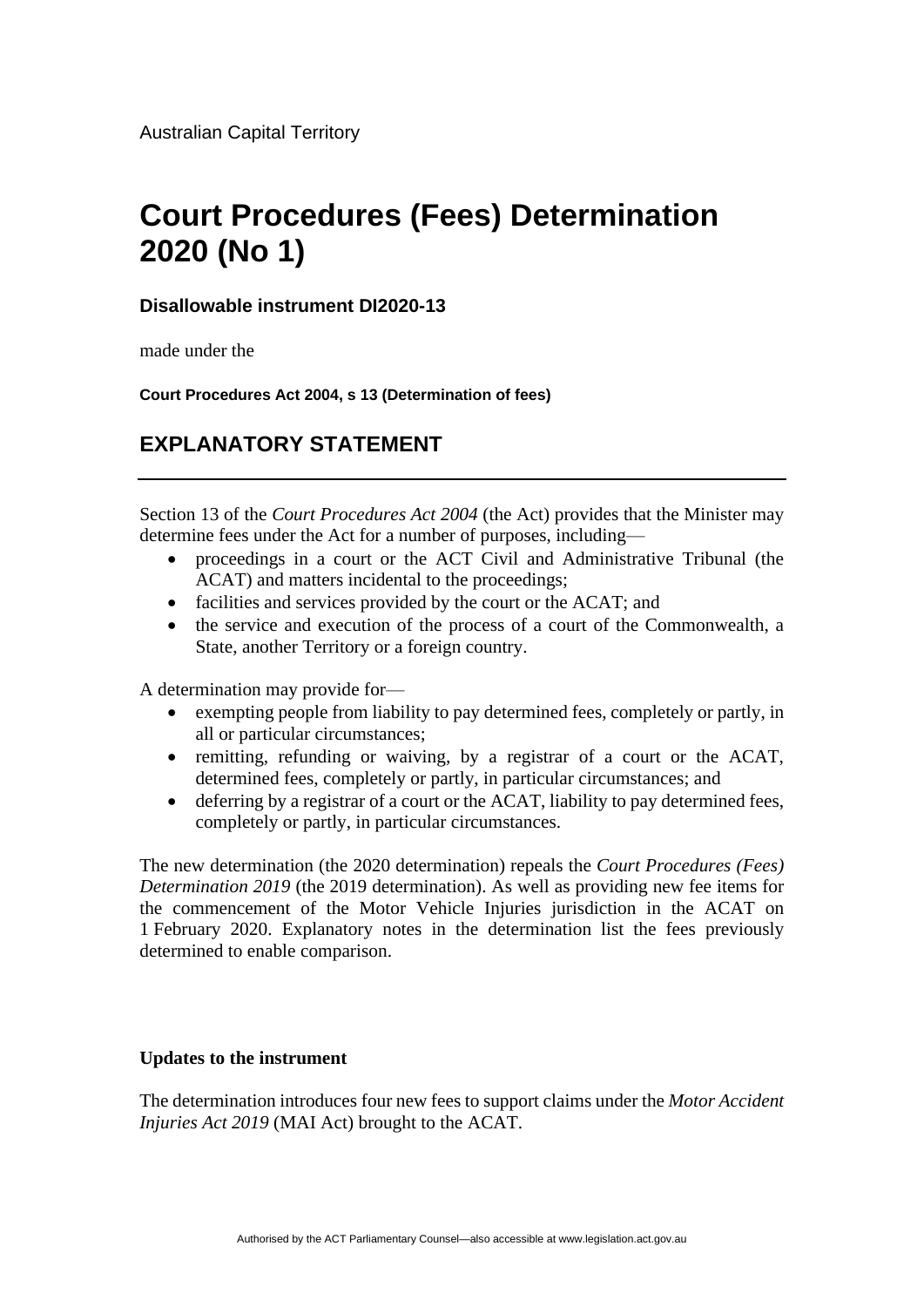Australian Capital Territory

# Court Procedures (Fees) Determination 2020 (No 1)

**Disallowable instrument DI2020-13**

made under the

**Court Procedures Act 2004, s 13 (Determination of fees)**

## EXPLANATORY STATEMENT

---

Section 13 of the *Court Procedures Act 2004* (the Act) provides that the Minister may determine fees under the Act for a number of purposes, including—

- proceedings in a court or the ACT Civil and Administrative Tribunal (the ACAT) and matters incidental to the proceedings;
- facilities and services provided by the court or the ACAT; and
- the service and execution of the process of a court of the Commonwealth, a State, another Territory or a foreign country.

A determination may provide for—

- exempting people from liability to pay determined fees, completely or partly, in all or particular circumstances;
- remitting, refunding or waiving, by a registrar of a court or the ACAT, determined fees, completely or partly, in particular circumstances; and
- deferring by a registrar of a court or the ACAT, liability to pay determined fees, completely or partly, in particular circumstances.

The new determination (the 2020 determination) repeals the *Court Procedures (Fees) Determination 2019* (the 2019 determination). As well as providing new fee items for the commencement of the Motor Vehicle Injuries jurisdiction in the ACAT on 1 February 2020. Explanatory notes in the determination list the fees previously determined to enable comparison.

**Updates to the instrument**

The determination introduces four new fees to support claims under the *Motor Accident Injuries Act 2019* (MAI Act) brought to the ACAT.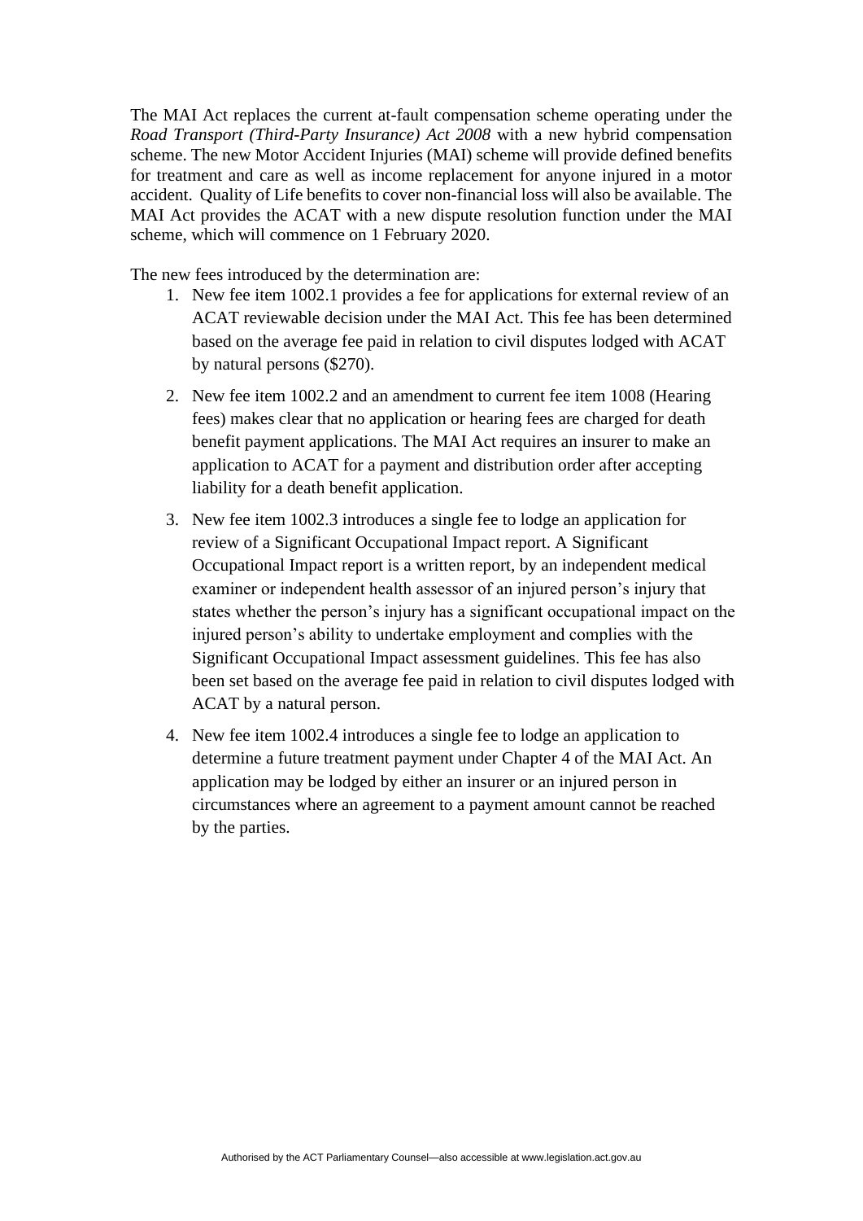The MAI Act replaces the current at-fault compensation scheme operating under the *Road Transport (Third-Party Insurance) Act 2008* with a new hybrid compensation scheme. The new Motor Accident Injuries (MAI) scheme will provide defined benefits for treatment and care as well as income replacement for anyone injured in a motor accident. Quality of Life benefits to cover non-financial loss will also be available. The MAI Act provides the ACAT with a new dispute resolution function under the MAI scheme, which will commence on 1 February 2020.

The new fees introduced by the determination are:

1. New fee item 1002.1 provides a fee for applications for external review of an ACAT reviewable decision under the MAI Act. This fee has been determined based on the average fee paid in relation to civil disputes lodged with ACAT by natural persons ($270).

2. New fee item 1002.2 and an amendment to current fee item 1008 (Hearing fees) makes clear that no application or hearing fees are charged for death benefit payment applications. The MAI Act requires an insurer to make an application to ACAT for a payment and distribution order after accepting liability for a death benefit application.

3. New fee item 1002.3 introduces a single fee to lodge an application for review of a Significant Occupational Impact report. A Significant Occupational Impact report is a written report, by an independent medical examiner or independent health assessor of an injured person's injury that states whether the person's injury has a significant occupational impact on the injured person's ability to undertake employment and complies with the Significant Occupational Impact assessment guidelines. This fee has also been set based on the average fee paid in relation to civil disputes lodged with ACAT by a natural person.

4. New fee item 1002.4 introduces a single fee to lodge an application to determine a future treatment payment under Chapter 4 of the MAI Act. An application may be lodged by either an insurer or an injured person in circumstances where an agreement to a payment amount cannot be reached by the parties.